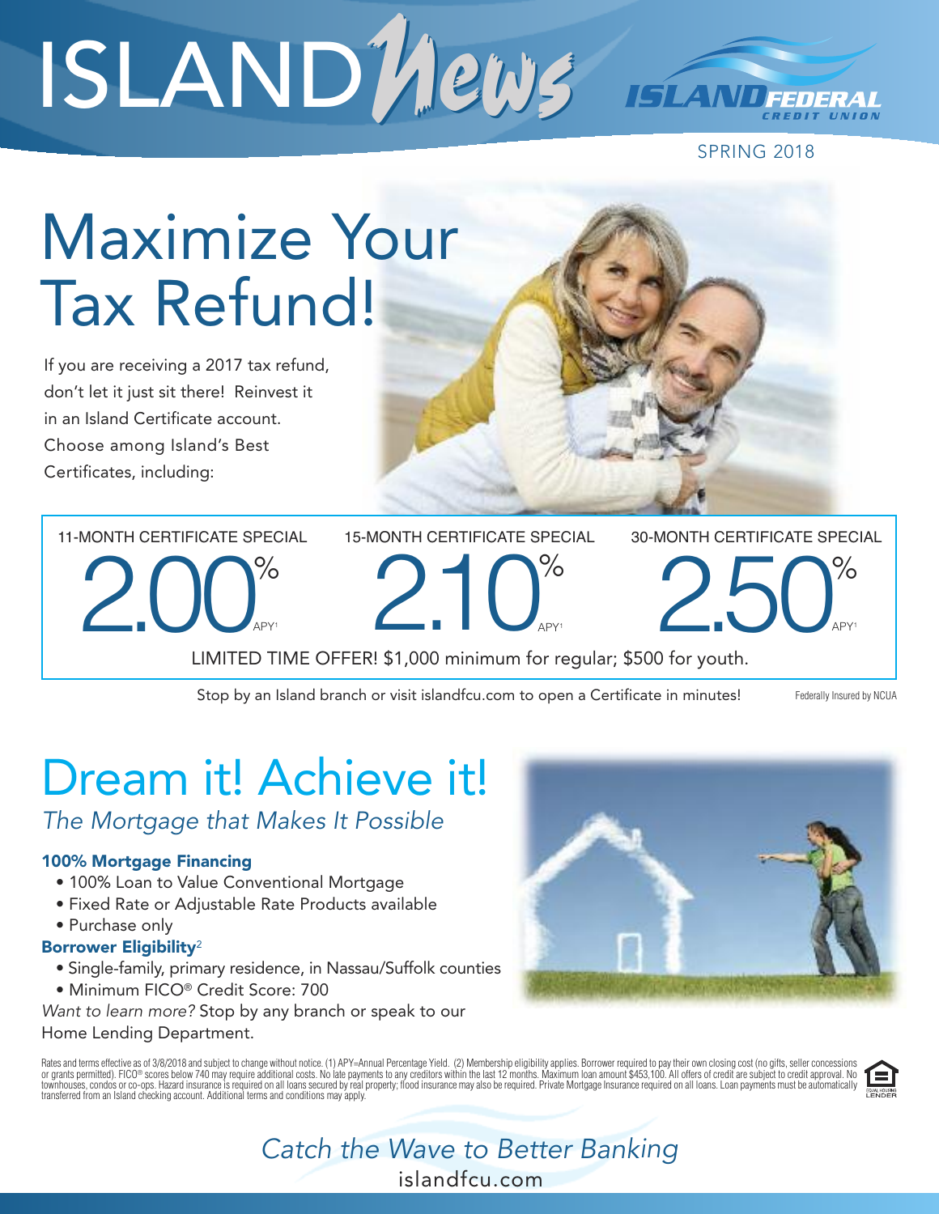# ISLAND News

ISLAND FEDERAL CREDIT UNION

SPRING 2018

# Maximize Your Tax Refund!

If you are receiving a 2017 tax refund, don't let it just sit there! Reinvest it in an Island Certificate account. Choose among Island's Best Certificates, including:

| 11-MONTH CERTIFICATE SPECIAL | 15-MONTH CERTIFICATE SPECIAL | 30-MONTH CERTIFICATE SPECIAL |
|---|---|---|
| 2.00% APY[1] | 2.10% APY[1] | 2.50% APY[1] |

LIMITED TIME OFFER! $1,000 minimum for regular; $500 for youth.

Stop by an Island branch or visit islandfcu.com to open a Certificate in minutes!

Federally Insured by NCUA

# Dream it! Achieve it!

*The Mortgage that Makes It Possible*

**100% Mortgage Financing**

- 100% Loan to Value Conventional Mortgage
- Fixed Rate or Adjustable Rate Products available
- Purchase only

**Borrower Eligibility**[2]

- Single-family, primary residence, in Nassau/Suffolk counties
- Minimum FICO® Credit Score: 700

*Want to learn more?* Stop by any branch or speak to our Home Lending Department.

Rates and terms effective as of 3/8/2018 and subject to change without notice. (1) APY=Annual Percentage Yield. (2) Membership eligibility applies. Borrower required to pay their own closing cost (no gifts, seller concessions or grants permitted). FICO® scores below 740 may require additional costs. No late payments to any creditors within the last 12 months. Maximum loan amount $453,100. All offers of credit are subject to credit approval. No townhouses, condos or co-ops. Hazard insurance is required on all loans secured by real property; flood insurance may also be required. Private Mortgage Insurance required on all loans. Loan payments must be automatically transferred from an Island checking account. Additional terms and conditions may apply.

EQUAL HOUSING LENDER

*Catch the Wave to Better Banking*

islandfcu.com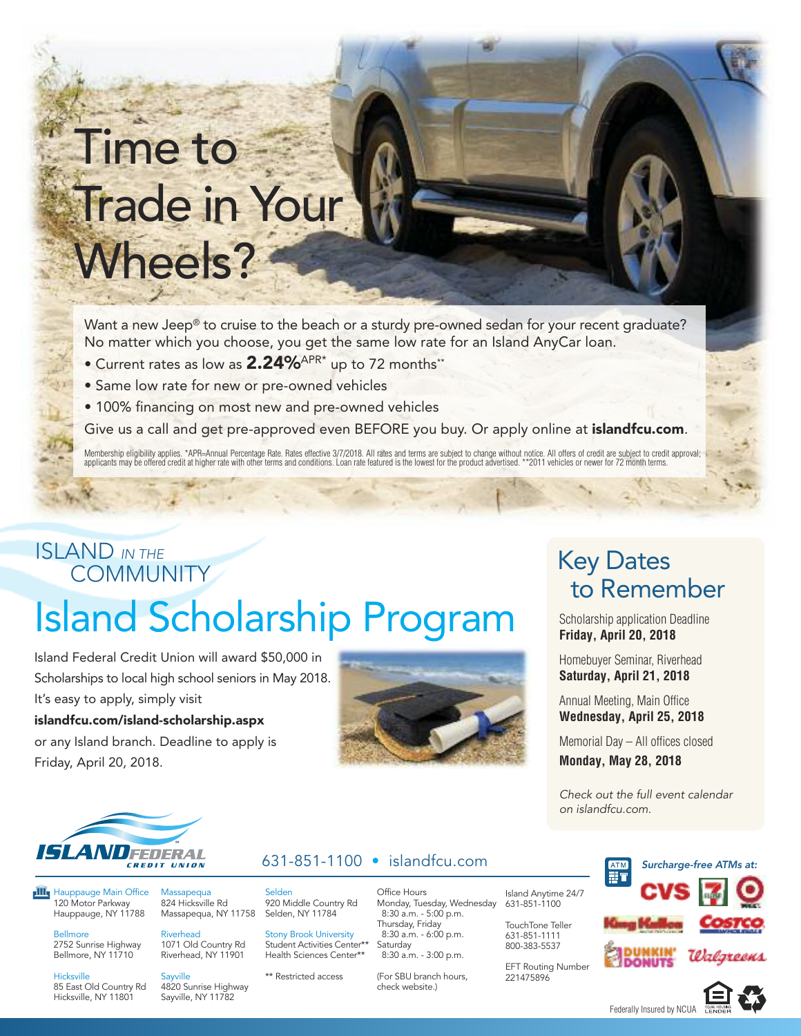# Time to Trade in Your Wheels?

Want a new Jeep® to cruise to the beach or a sturdy pre-owned sedan for your recent graduate? No matter which you choose, you get the same low rate for an Island AnyCar loan.

- Current rates as low as **2.24%** APR* up to 72 months**
- Same low rate for new or pre-owned vehicles
- 100% financing on most new and pre-owned vehicles

Give us a call and get pre-approved even BEFORE you buy. Or apply online at **islandfcu.com**.

Membership eligibility applies. *APR=Annual Percentage Rate. Rates effective 3/7/2018. All rates and terms are subject to change without notice. All offers of credit are subject to credit approval; applicants may be offered credit at higher rate with other terms and conditions. Loan rate featured is the lowest for the product advertised. **2011 vehicles or newer for 72 month terms.

ISLAND *IN THE* COMMUNITY

## Island Scholarship Program

Island Federal Credit Union will award $50,000 in Scholarships to local high school seniors in May 2018. It's easy to apply, simply visit **islandfcu.com/island-scholarship.aspx** or any Island branch. Deadline to apply is Friday, April 20, 2018.

## Key Dates to Remember

Scholarship application Deadline
**Friday, April 20, 2018**

Homebuyer Seminar, Riverhead
**Saturday, April 21, 2018**

Annual Meeting, Main Office
**Wednesday, April 25, 2018**

Memorial Day – All offices closed
**Monday, May 28, 2018**

*Check out the full event calendar on islandfcu.com.*

ISLAND FEDERAL CREDIT UNION

631-851-1100 • islandfcu.com

Hauppauge Main Office
120 Motor Parkway
Hauppauge, NY 11788

Bellmore
2752 Sunrise Highway
Bellmore, NY 11710

Hicksville
85 East Old Country Rd
Hicksville, NY 11801

Massapequa
824 Hicksville Rd
Massapequa, NY 11758

Riverhead
1071 Old Country Rd
Riverhead, NY 11901

Sayville
4820 Sunrise Highway
Sayville, NY 11782

Selden
920 Middle Country Rd
Selden, NY 11784

Stony Brook University
Student Activities Center**
Health Sciences Center**

** Restricted access

Office Hours
Monday, Tuesday, Wednesday
8:30 a.m. - 5:00 p.m.
Thursday, Friday
8:30 a.m. - 6:00 p.m.
Saturday
8:30 a.m. - 3:00 p.m.

(For SBU branch hours, check website.)

Island Anytime 24/7
631-851-1100

TouchTone Teller
631-851-1111
800-383-5537

EFT Routing Number
221475896

*Surcharge-free ATMs at:*

CVS, 7-Eleven, Target, King Kullen, Costco, Dunkin' Donuts, Walgreens

Federally Insured by NCUA